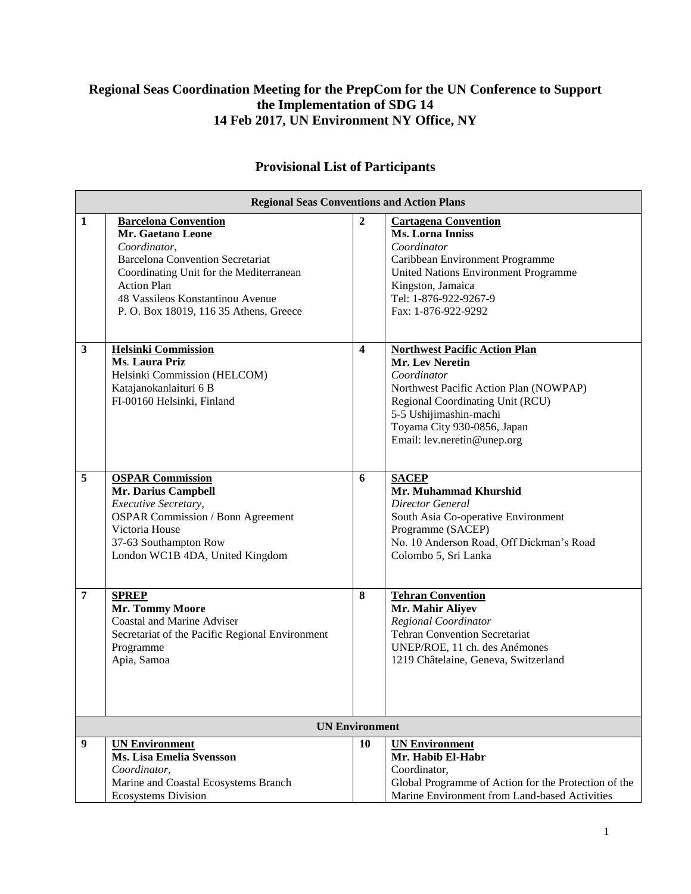**Regional Seas Coordination Meeting for the PrepCom for the UN Conference to Support the Implementation of SDG 14**
**14 Feb 2017, UN Environment NY Office, NY**

## Provisional List of Participants

| Regional Seas Conventions and Action Plans | | | |
|---|---|---|---|
| **1** | **Barcelona Convention**<br>**Mr. Gaetano Leone**<br>*Coordinator*,<br>Barcelona Convention Secretariat<br>Coordinating Unit for the Mediterranean Action Plan<br>48 Vassileos Konstantinou Avenue<br>P. O. Box 18019, 116 35 Athens, Greece | **2** | **Cartagena Convention**<br>**Ms. Lorna Inniss**<br>*Coordinator*<br>Caribbean Environment Programme<br>United Nations Environment Programme<br>Kingston, Jamaica<br>Tel: 1-876-922-9267-9<br>Fax: 1-876-922-9292 |
| **3** | **Helsinki Commission**<br>**Ms. Laura Priz**<br>Helsinki Commission (HELCOM)<br>Katajanokanlaituri 6 B<br>FI-00160 Helsinki, Finland | **4** | **Northwest Pacific Action Plan**<br>**Mr. Lev Neretin**<br>*Coordinator*<br>Northwest Pacific Action Plan (NOWPAP)<br>Regional Coordinating Unit (RCU)<br>5-5 Ushijimashin-machi<br>Toyama City 930-0856, Japan<br>Email: lev.neretin@unep.org |
| **5** | **OSPAR Commission**<br>**Mr. Darius Campbell**<br>*Executive Secretary*,<br>OSPAR Commission / Bonn Agreement<br>Victoria House<br>37-63 Southampton Row<br>London WC1B 4DA, United Kingdom | **6** | **SACEP**<br>**Mr. Muhammad Khurshid**<br>*Director General*<br>South Asia Co-operative Environment Programme (SACEP)<br>No. 10 Anderson Road, Off Dickman's Road<br>Colombo 5, Sri Lanka |
| **7** | **SPREP**<br>**Mr. Tommy Moore**<br>Coastal and Marine Adviser<br>Secretariat of the Pacific Regional Environment Programme<br>Apia, Samoa | **8** | **Tehran Convention**<br>**Mr. Mahir Aliyev**<br>*Regional Coordinator*<br>Tehran Convention Secretariat<br>UNEP/ROE, 11 ch. des Anémones<br>1219 Châtelaine, Geneva, Switzerland |
| **UN Environment** | | | |
| **9** | **UN Environment**<br>**Ms. Lisa Emelia Svensson**<br>*Coordinator*,<br>Marine and Coastal Ecosystems Branch<br>Ecosystems Division | **10** | **UN Environment**<br>**Mr. Habib El-Habr**<br>Coordinator,<br>Global Programme of Action for the Protection of the Marine Environment from Land-based Activities |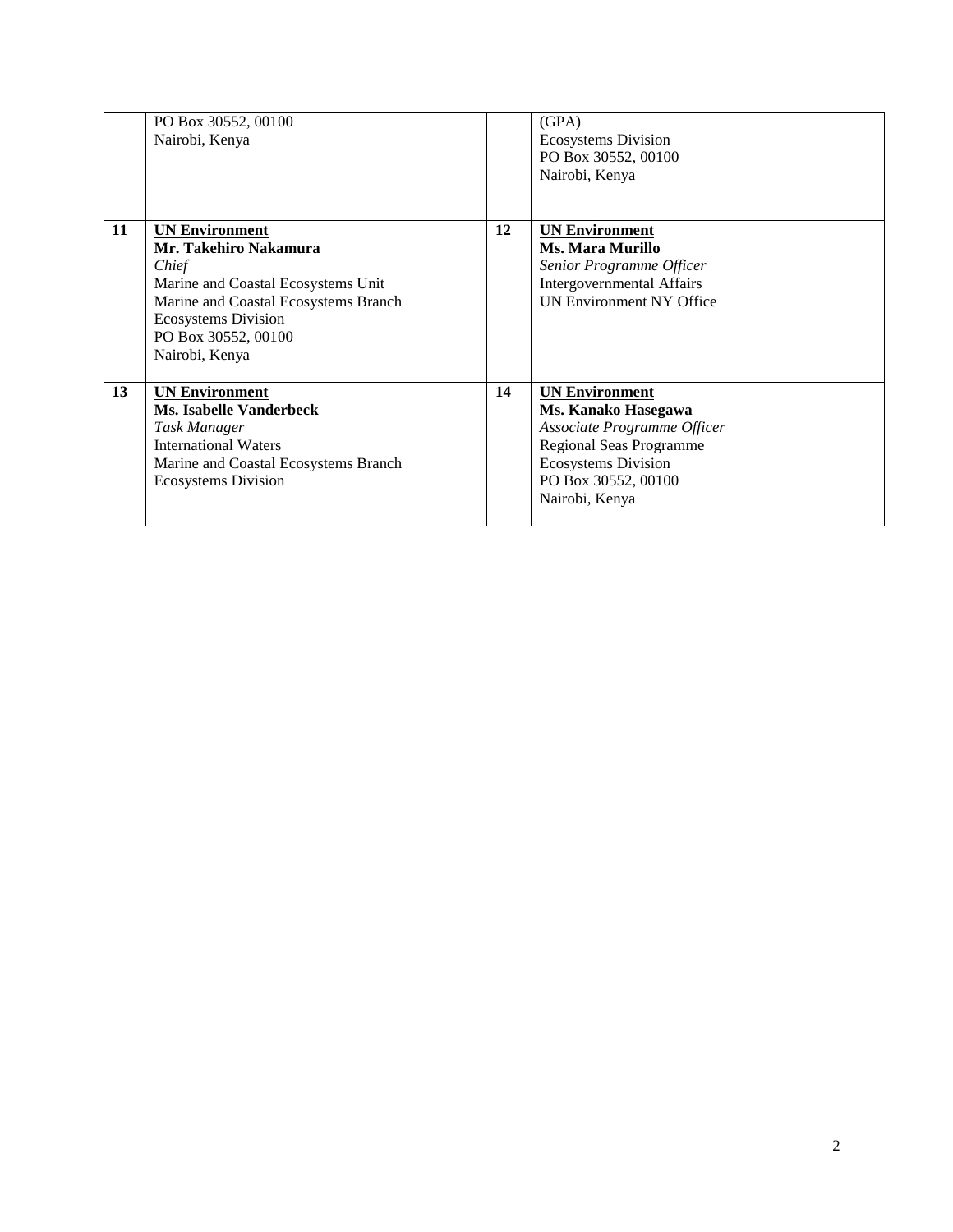| | | | |
|---|---|---|---|
| | PO Box 30552, 00100<br>Nairobi, Kenya | | (GPA)<br>Ecosystems Division<br>PO Box 30552, 00100<br>Nairobi, Kenya |
| **11** | **UN Environment**<br>**Mr. Takehiro Nakamura**<br>*Chief*<br>Marine and Coastal Ecosystems Unit<br>Marine and Coastal Ecosystems Branch<br>Ecosystems Division<br>PO Box 30552, 00100<br>Nairobi, Kenya | **12** | **UN Environment**<br>**Ms. Mara Murillo**<br>*Senior Programme Officer*<br>Intergovernmental Affairs<br>UN Environment NY Office |
| **13** | **UN Environment**<br>**Ms. Isabelle Vanderbeck**<br>*Task Manager*<br>International Waters<br>Marine and Coastal Ecosystems Branch<br>Ecosystems Division | **14** | **UN Environment**<br>**Ms. Kanako Hasegawa**<br>*Associate Programme Officer*<br>Regional Seas Programme<br>Ecosystems Division<br>PO Box 30552, 00100<br>Nairobi, Kenya |